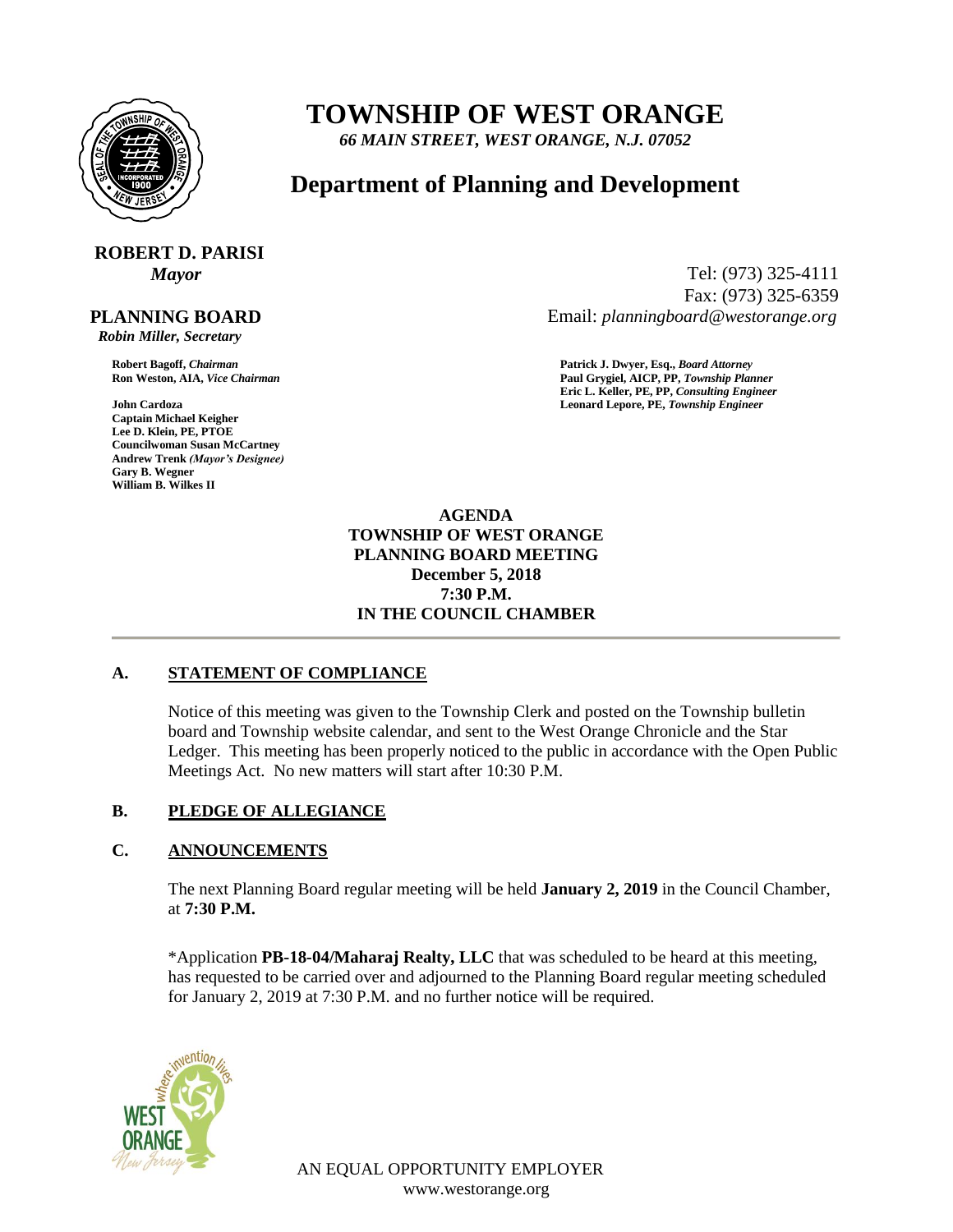# TOWNSHIP OF WEST ORANGE

*66 MAIN STREET, WEST ORANGE, N.J. 07052*

## Department of Planning and Development

**ROBERT D. PARISI**
*Mayor*

Tel: (973) 325-4111
Fax: (973) 325-6359
Email: *planningboard@westorange.org*

**PLANNING BOARD**
*Robin Miller, Secretary*

**Robert Bagoff,** *Chairman*
**Ron Weston, AIA,** *Vice Chairman*

**John Cardoza**
**Captain Michael Keigher**
**Lee D. Klein, PE, PTOE**
**Councilwoman Susan McCartney**
**Andrew Trenk** *(Mayor's Designee)*
**Gary B. Wegner**
**William B. Wilkes II**

**Patrick J. Dwyer, Esq.,** *Board Attorney*
**Paul Grygiel, AICP, PP,** *Township Planner*
**Eric L. Keller, PE, PP,** *Consulting Engineer*
**Leonard Lepore, PE,** *Township Engineer*

**AGENDA**
**TOWNSHIP OF WEST ORANGE**
**PLANNING BOARD MEETING**
**December 5, 2018**
**7:30 P.M.**
**IN THE COUNCIL CHAMBER**

---

### A. STATEMENT OF COMPLIANCE

Notice of this meeting was given to the Township Clerk and posted on the Township bulletin board and Township website calendar, and sent to the West Orange Chronicle and the Star Ledger. This meeting has been properly noticed to the public in accordance with the Open Public Meetings Act. No new matters will start after 10:30 P.M.

### B. PLEDGE OF ALLEGIANCE

### C. ANNOUNCEMENTS

The next Planning Board regular meeting will be held **January 2, 2019** in the Council Chamber, at **7:30 P.M.**

*Application **PB-18-04/Maharaj Realty, LLC** that was scheduled to be heard at this meeting, has requested to be carried over and adjourned to the Planning Board regular meeting scheduled for January 2, 2019 at 7:30 P.M. and no further notice will be required.

AN EQUAL OPPORTUNITY EMPLOYER
www.westorange.org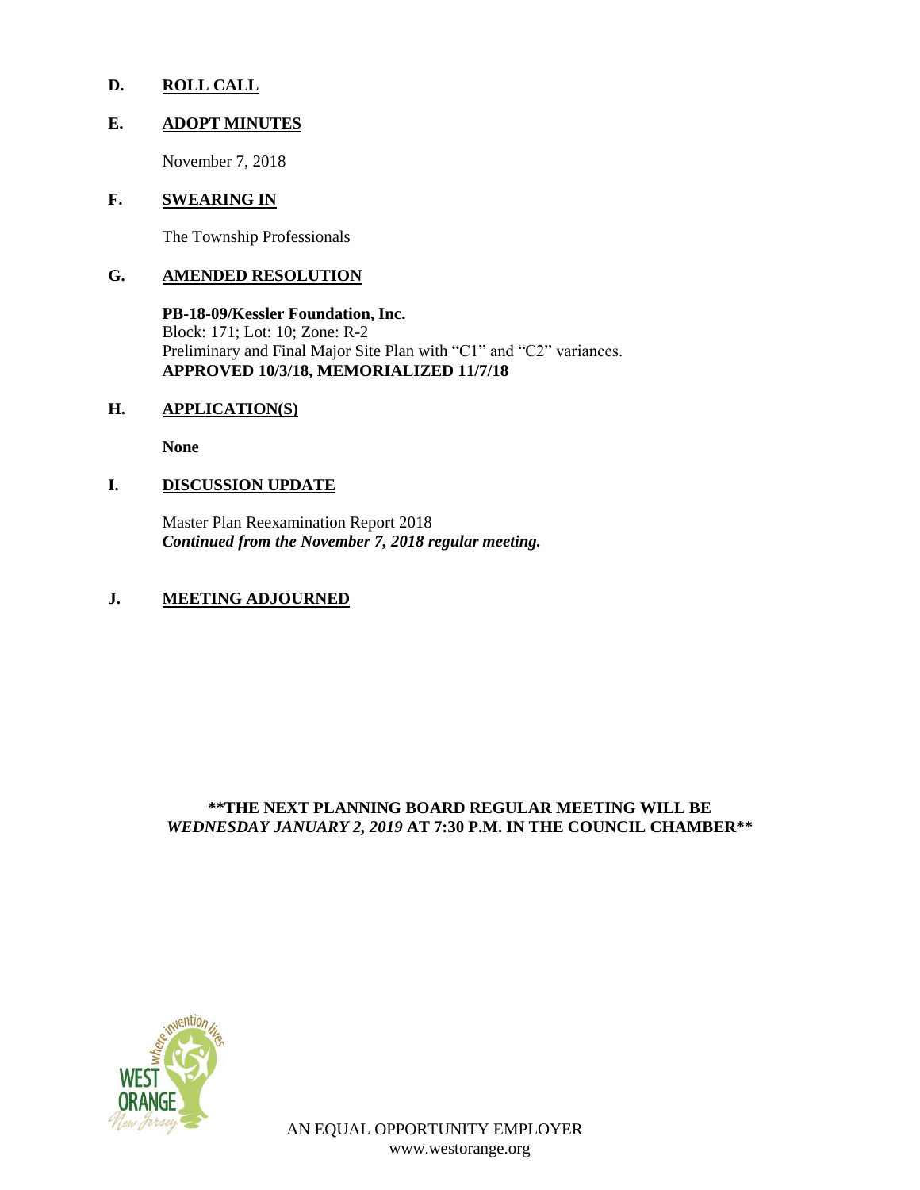## D. ROLL CALL

## E. ADOPT MINUTES

November 7, 2018

## F. SWEARING IN

The Township Professionals

## G. AMENDED RESOLUTION

**PB-18-09/Kessler Foundation, Inc.**
Block: 171; Lot: 10; Zone: R-2
Preliminary and Final Major Site Plan with "C1" and "C2" variances.
**APPROVED 10/3/18, MEMORIALIZED 11/7/18**

## H. APPLICATION(S)

**None**

## I. DISCUSSION UPDATE

Master Plan Reexamination Report 2018
***Continued from the November 7, 2018 regular meeting.***

## J. MEETING ADJOURNED

**\*\*THE NEXT PLANNING BOARD REGULAR MEETING WILL BE *WEDNESDAY JANUARY 2, 2019* AT 7:30 P.M. IN THE COUNCIL CHAMBER\*\***

WEST ORANGE New Jersey – where invention lives

AN EQUAL OPPORTUNITY EMPLOYER
www.westorange.org